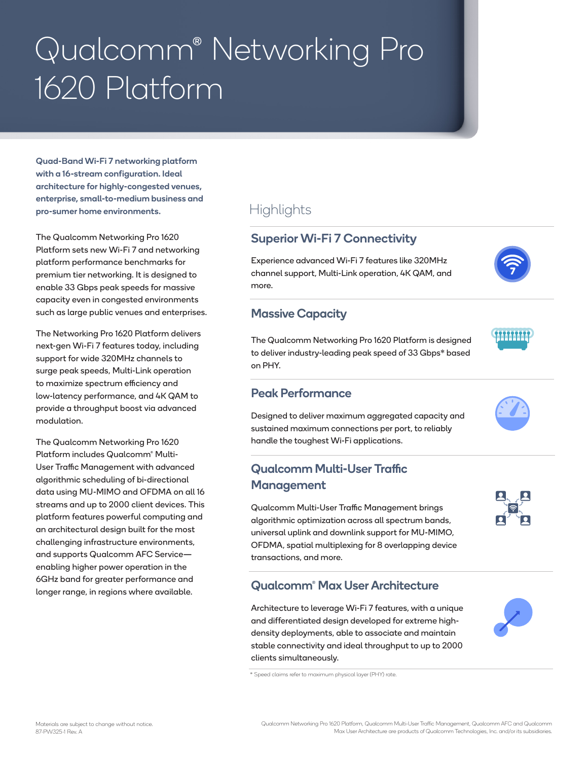# Qualcomm® Networking Pro 1620 Platform

**Quad-Band Wi-Fi 7 networking platform with a 16-stream configuration. Ideal architecture for highly-congested venues, enterprise, small-to-medium business and pro-sumer home environments.**

The Qualcomm Networking Pro 1620 Platform sets new Wi-Fi 7 and networking platform performance benchmarks for premium tier networking. It is designed to enable 33 Gbps peak speeds for massive capacity even in congested environments such as large public venues and enterprises.

The Networking Pro 1620 Platform delivers next-gen Wi-Fi 7 features today, including support for wide 320MHz channels to surge peak speeds, Multi-Link operation to maximize spectrum efficiency and low-latency performance, and 4K QAM to provide a throughput boost via advanced modulation.

The Qualcomm Networking Pro 1620 Platform includes Qualcomm® Multi-User Traffic Management with advanced algorithmic scheduling of bi-directional data using MU-MIMO and OFDMA on all 16 streams and up to 2000 client devices. This platform features powerful computing and an architectural design built for the most challenging infrastructure environments, and supports Qualcomm AFC Service—enabling higher power operation in the 6GHz band for greater performance and longer range, in regions where available.

## Highlights

### Superior Wi-Fi 7 Connectivity

Experience advanced Wi-Fi 7 features like 320MHz channel support, Multi-Link operation, 4K QAM, and more.

### Massive Capacity

The Qualcomm Networking Pro 1620 Platform is designed to deliver industry-leading peak speed of 33 Gbps* based on PHY.

### Peak Performance

Designed to deliver maximum aggregated capacity and sustained maximum connections per port, to reliably handle the toughest Wi-Fi applications.

### Qualcomm Multi-User Traffic Management

Qualcomm Multi-User Traffic Management brings algorithmic optimization across all spectrum bands, universal uplink and downlink support for MU-MIMO, OFDMA, spatial multiplexing for 8 overlapping device transactions, and more.

### Qualcomm® Max User Architecture

Architecture to leverage Wi-Fi 7 features, with a unique and differentiated design developed for extreme high-density deployments, able to associate and maintain stable connectivity and ideal throughput to up to 2000 clients simultaneously.

\* Speed claims refer to maximum physical layer (PHY) rate.

Materials are subject to change without notice.
87-PW325-1 Rev. A

Qualcomm Networking Pro 1620 Platform, Qualcomm Multi-User Traffic Management, Qualcomm AFC and Qualcomm Max User Architecture are products of Qualcomm Technologies, Inc. and/or its subsidiaries.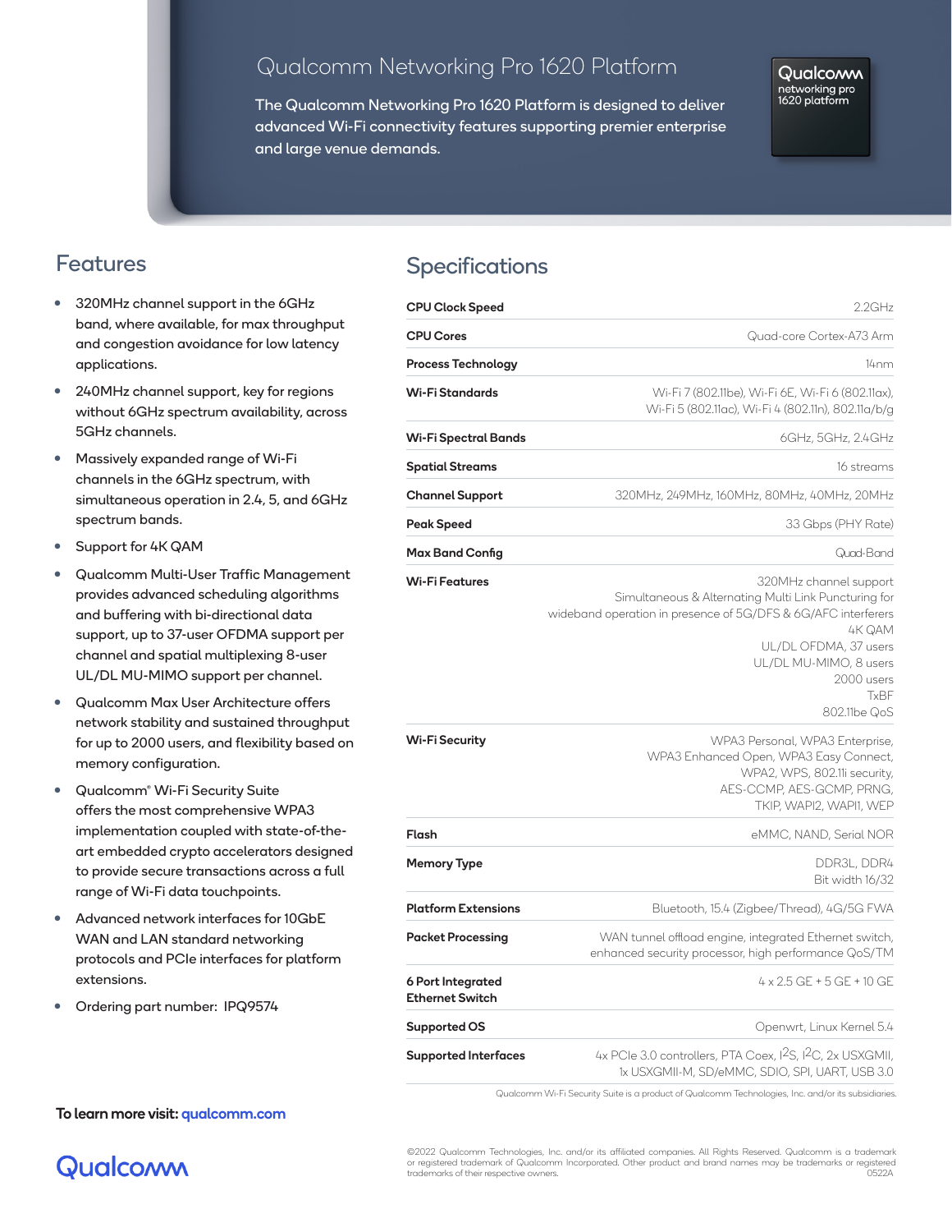# Qualcomm Networking Pro 1620 Platform

**The Qualcomm Networking Pro 1620 Platform is designed to deliver advanced Wi-Fi connectivity features supporting premier enterprise and large venue demands.**

Qualcomm networking pro 1620 platform

## Features

- 320MHz channel support in the 6GHz band, where available, for max throughput and congestion avoidance for low latency applications.
- 240MHz channel support, key for regions without 6GHz spectrum availability, across 5GHz channels.
- Massively expanded range of Wi-Fi channels in the 6GHz spectrum, with simultaneous operation in 2.4, 5, and 6GHz spectrum bands.
- Support for 4K QAM
- Qualcomm Multi-User Traffic Management provides advanced scheduling algorithms and buffering with bi-directional data support, up to 37-user OFDMA support per channel and spatial multiplexing 8-user UL/DL MU-MIMO support per channel.
- Qualcomm Max User Architecture offers network stability and sustained throughput for up to 2000 users, and flexibility based on memory configuration.
- Qualcomm® Wi-Fi Security Suite offers the most comprehensive WPA3 implementation coupled with state-of-the-art embedded crypto accelerators designed to provide secure transactions across a full range of Wi-Fi data touchpoints.
- Advanced network interfaces for 10GbE WAN and LAN standard networking protocols and PCIe interfaces for platform extensions.
- Ordering part number: IPQ9574

## Specifications

| | |
|---|---|
| **CPU Clock Speed** | 2.2GHz |
| **CPU Cores** | Quad-core Cortex-A73 Arm |
| **Process Technology** | 14nm |
| **Wi-Fi Standards** | Wi-Fi 7 (802.11be), Wi-Fi 6E, Wi-Fi 6 (802.11ax), Wi-Fi 5 (802.11ac), Wi-Fi 4 (802.11n), 802.11a/b/g |
| **Wi-Fi Spectral Bands** | 6GHz, 5GHz, 2.4GHz |
| **Spatial Streams** | 16 streams |
| **Channel Support** | 320MHz, 249MHz, 160MHz, 80MHz, 40MHz, 20MHz |
| **Peak Speed** | 33 Gbps (PHY Rate) |
| **Max Band Config** | Quad-Band |
| **Wi-Fi Features** | 320MHz channel support<br>Simultaneous & Alternating Multi Link Puncturing for wideband operation in presence of 5G/DFS & 6G/AFC interferers<br>4K QAM<br>UL/DL OFDMA, 37 users<br>UL/DL MU-MIMO, 8 users<br>2000 users<br>TxBF<br>802.11be QoS |
| **Wi-Fi Security** | WPA3 Personal, WPA3 Enterprise, WPA3 Enhanced Open, WPA3 Easy Connect, WPA2, WPS, 802.11i security, AES-CCMP, AES-GCMP, PRNG, TKIP, WAPI2, WAPI1, WEP |
| **Flash** | eMMC, NAND, Serial NOR |
| **Memory Type** | DDR3L, DDR4<br>Bit width 16/32 |
| **Platform Extensions** | Bluetooth, 15.4 (Zigbee/Thread), 4G/5G FWA |
| **Packet Processing** | WAN tunnel offload engine, integrated Ethernet switch, enhanced security processor, high performance QoS/TM |
| **6 Port Integrated Ethernet Switch** | 4 x 2.5 GE + 5 GE + 10 GE |
| **Supported OS** | Openwrt, Linux Kernel 5.4 |
| **Supported Interfaces** | 4x PCIe 3.0 controllers, PTA Coex, I2S, I2C, 2x USXGMII, 1x USXGMII-M, SD/eMMC, SDIO, SPI, UART, USB 3.0 |

Qualcomm Wi-Fi Security Suite is a product of Qualcomm Technologies, Inc. and/or its subsidiaries.

**To learn more visit:** qualcomm.com

Qualcomm

©2022 Qualcomm Technologies, Inc. and/or its affiliated companies. All Rights Reserved. Qualcomm is a trademark or registered trademark of Qualcomm Incorporated. Other product and brand names may be trademarks or registered trademarks of their respective owners.
0522A